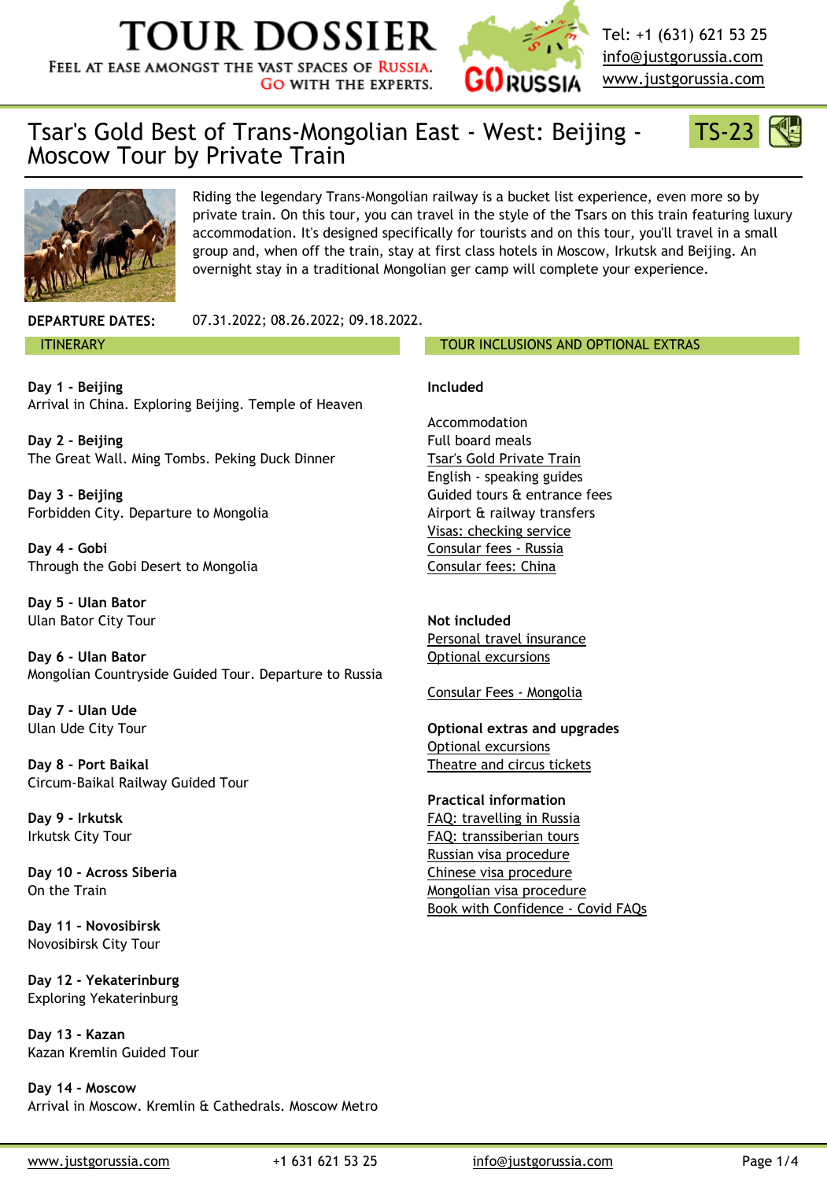# TOUR DOSSIER

FEEL AT EASE AMONGST THE VAST SPACES OF RUSSIA. GO WITH THE EXPERTS.

Tel: +1 (631) 621 53 25
info@justgorussia.com
www.justgorussia.com

## Tsar's Gold Best of Trans-Mongolian East - West: Beijing - Moscow Tour by Private Train

TS-23

Riding the legendary Trans-Mongolian railway is a bucket list experience, even more so by private train. On this tour, you can travel in the style of the Tsars on this train featuring luxury accommodation. It's designed specifically for tourists and on this tour, you'll travel in a small group and, when off the train, stay at first class hotels in Moscow, Irkutsk and Beijing. An overnight stay in a traditional Mongolian ger camp will complete your experience.

**DEPARTURE DATES:** 07.31.2022; 08.26.2022; 09.18.2022.

### ITINERARY

**Day 1 - Beijing**
Arrival in China. Exploring Beijing. Temple of Heaven

**Day 2 - Beijing**
The Great Wall. Ming Tombs. Peking Duck Dinner

**Day 3 - Beijing**
Forbidden City. Departure to Mongolia

**Day 4 - Gobi**
Through the Gobi Desert to Mongolia

**Day 5 - Ulan Bator**
Ulan Bator City Tour

**Day 6 - Ulan Bator**
Mongolian Countryside Guided Tour. Departure to Russia

**Day 7 - Ulan Ude**
Ulan Ude City Tour

**Day 8 - Port Baikal**
Circum-Baikal Railway Guided Tour

**Day 9 - Irkutsk**
Irkutsk City Tour

**Day 10 - Across Siberia**
On the Train

**Day 11 - Novosibirsk**
Novosibirsk City Tour

**Day 12 - Yekaterinburg**
Exploring Yekaterinburg

**Day 13 - Kazan**
Kazan Kremlin Guided Tour

**Day 14 - Moscow**
Arrival in Moscow. Kremlin & Cathedrals. Moscow Metro

### TOUR INCLUSIONS AND OPTIONAL EXTRAS

**Included**

Accommodation
Full board meals
Tsar's Gold Private Train
English - speaking guides
Guided tours & entrance fees
Airport & railway transfers
Visas: checking service
Consular fees - Russia
Consular fees: China

**Not included**
Personal travel insurance
Optional excursions

Consular Fees - Mongolia

**Optional extras and upgrades**
Optional excursions
Theatre and circus tickets

**Practical information**
FAQ: travelling in Russia
FAQ: transsiberian tours
Russian visa procedure
Chinese visa procedure
Mongolian visa procedure
Book with Confidence - Covid FAQs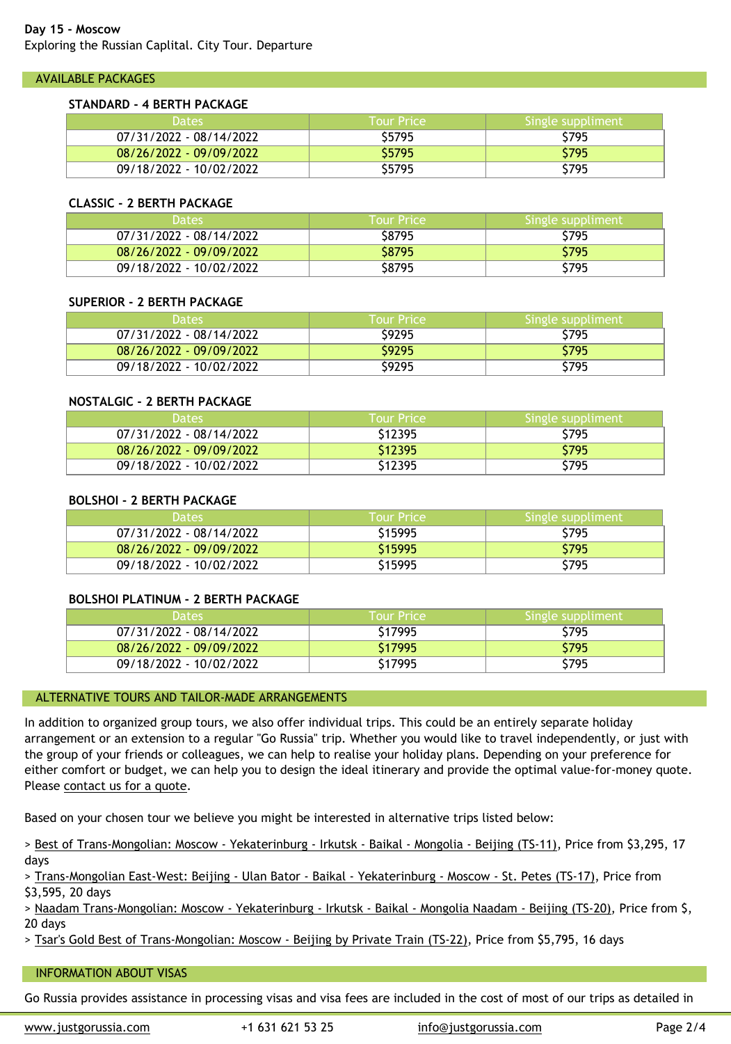**Day 15 - Moscow**
Exploring the Russian Capital. City Tour. Departure

## AVAILABLE PACKAGES

### STANDARD - 4 BERTH PACKAGE

| Dates | Tour Price | Single suppliment |
|---|---|---|
| 07/31/2022 - 08/14/2022 | $5795 | $795 |
| 08/26/2022 - 09/09/2022 | $5795 | $795 |
| 09/18/2022 - 10/02/2022 | $5795 | $795 |

### CLASSIC - 2 BERTH PACKAGE

| Dates | Tour Price | Single suppliment |
|---|---|---|
| 07/31/2022 - 08/14/2022 | $8795 | $795 |
| 08/26/2022 - 09/09/2022 | $8795 | $795 |
| 09/18/2022 - 10/02/2022 | $8795 | $795 |

### SUPERIOR - 2 BERTH PACKAGE

| Dates | Tour Price | Single suppliment |
|---|---|---|
| 07/31/2022 - 08/14/2022 | $9295 | $795 |
| 08/26/2022 - 09/09/2022 | $9295 | $795 |
| 09/18/2022 - 10/02/2022 | $9295 | $795 |

### NOSTALGIC - 2 BERTH PACKAGE

| Dates | Tour Price | Single suppliment |
|---|---|---|
| 07/31/2022 - 08/14/2022 | $12395 | $795 |
| 08/26/2022 - 09/09/2022 | $12395 | $795 |
| 09/18/2022 - 10/02/2022 | $12395 | $795 |

### BOLSHOI - 2 BERTH PACKAGE

| Dates | Tour Price | Single suppliment |
|---|---|---|
| 07/31/2022 - 08/14/2022 | $15995 | $795 |
| 08/26/2022 - 09/09/2022 | $15995 | $795 |
| 09/18/2022 - 10/02/2022 | $15995 | $795 |

### BOLSHOI PLATINUM - 2 BERTH PACKAGE

| Dates | Tour Price | Single suppliment |
|---|---|---|
| 07/31/2022 - 08/14/2022 | $17995 | $795 |
| 08/26/2022 - 09/09/2022 | $17995 | $795 |
| 09/18/2022 - 10/02/2022 | $17995 | $795 |

## ALTERNATIVE TOURS AND TAILOR-MADE ARRANGEMENTS

In addition to organized group tours, we also offer individual trips. This could be an entirely separate holiday arrangement or an extension to a regular "Go Russia" trip. Whether you would like to travel independently, or just with the group of your friends or colleagues, we can help to realise your holiday plans. Depending on your preference for either comfort or budget, we can help you to design the ideal itinerary and provide the optimal value-for-money quote. Please contact us for a quote.

Based on your chosen tour we believe you might be interested in alternative trips listed below:

> Best of Trans-Mongolian: Moscow - Yekaterinburg - Irkutsk - Baikal - Mongolia - Beijing (TS-11), Price from $3,295, 17 days
> Trans-Mongolian East-West: Beijing - Ulan Bator - Baikal - Yekaterinburg - Moscow - St. Petes (TS-17), Price from $3,595, 20 days
> Naadam Trans-Mongolian: Moscow - Yekaterinburg - Irkutsk - Baikal - Mongolia Naadam - Beijing (TS-20), Price from $, 20 days
> Tsar's Gold Best of Trans-Mongolian: Moscow - Beijing by Private Train (TS-22), Price from $5,795, 16 days

## INFORMATION ABOUT VISAS

Go Russia provides assistance in processing visas and visa fees are included in the cost of most of our trips as detailed in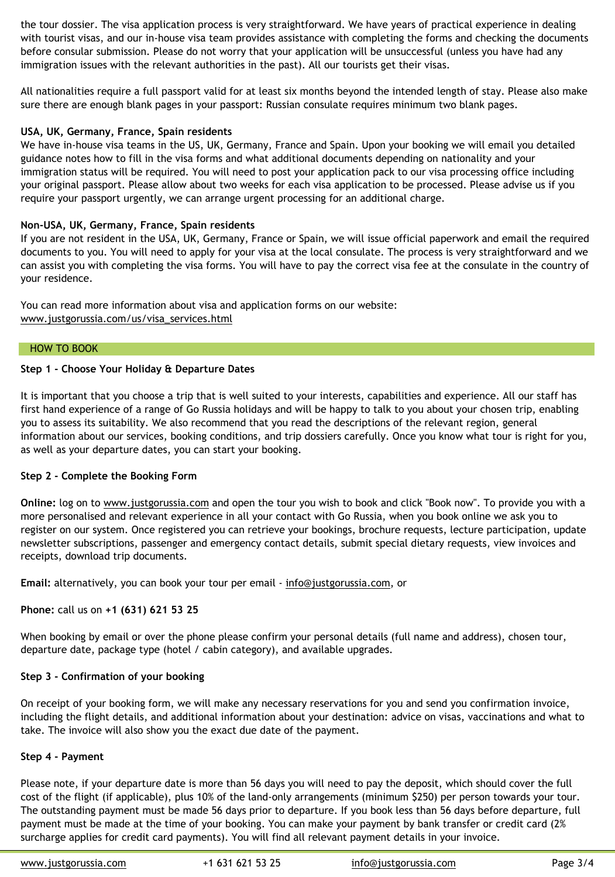the tour dossier. The visa application process is very straightforward. We have years of practical experience in dealing with tourist visas, and our in-house visa team provides assistance with completing the forms and checking the documents before consular submission. Please do not worry that your application will be unsuccessful (unless you have had any immigration issues with the relevant authorities in the past). All our tourists get their visas.

All nationalities require a full passport valid for at least six months beyond the intended length of stay. Please also make sure there are enough blank pages in your passport: Russian consulate requires minimum two blank pages.

**USA, UK, Germany, France, Spain residents**

We have in-house visa teams in the US, UK, Germany, France and Spain. Upon your booking we will email you detailed guidance notes how to fill in the visa forms and what additional documents depending on nationality and your immigration status will be required. You will need to post your application pack to our visa processing office including your original passport. Please allow about two weeks for each visa application to be processed. Please advise us if you require your passport urgently, we can arrange urgent processing for an additional charge.

**Non-USA, UK, Germany, France, Spain residents**

If you are not resident in the USA, UK, Germany, France or Spain, we will issue official paperwork and email the required documents to you. You will need to apply for your visa at the local consulate. The process is very straightforward and we can assist you with completing the visa forms. You will have to pay the correct visa fee at the consulate in the country of your residence.

You can read more information about visa and application forms on our website: www.justgorussia.com/us/visa_services.html

## HOW TO BOOK

**Step 1 - Choose Your Holiday & Departure Dates**

It is important that you choose a trip that is well suited to your interests, capabilities and experience. All our staff has first hand experience of a range of Go Russia holidays and will be happy to talk to you about your chosen trip, enabling you to assess its suitability. We also recommend that you read the descriptions of the relevant region, general information about our services, booking conditions, and trip dossiers carefully. Once you know what tour is right for you, as well as your departure dates, you can start your booking.

**Step 2 - Complete the Booking Form**

**Online:** log on to www.justgorussia.com and open the tour you wish to book and click "Book now". To provide you with a more personalised and relevant experience in all your contact with Go Russia, when you book online we ask you to register on our system. Once registered you can retrieve your bookings, brochure requests, lecture participation, update newsletter subscriptions, passenger and emergency contact details, submit special dietary requests, view invoices and receipts, download trip documents.

**Email:** alternatively, you can book your tour per email - info@justgorussia.com, or

**Phone:** call us on **+1 (631) 621 53 25**

When booking by email or over the phone please confirm your personal details (full name and address), chosen tour, departure date, package type (hotel / cabin category), and available upgrades.

**Step 3 - Confirmation of your booking**

On receipt of your booking form, we will make any necessary reservations for you and send you confirmation invoice, including the flight details, and additional information about your destination: advice on visas, vaccinations and what to take. The invoice will also show you the exact due date of the payment.

**Step 4 - Payment**

Please note, if your departure date is more than 56 days you will need to pay the deposit, which should cover the full cost of the flight (if applicable), plus 10% of the land-only arrangements (minimum $250) per person towards your tour. The outstanding payment must be made 56 days prior to departure. If you book less than 56 days before departure, full payment must be made at the time of your booking. You can make your payment by bank transfer or credit card (2% surcharge applies for credit card payments). You will find all relevant payment details in your invoice.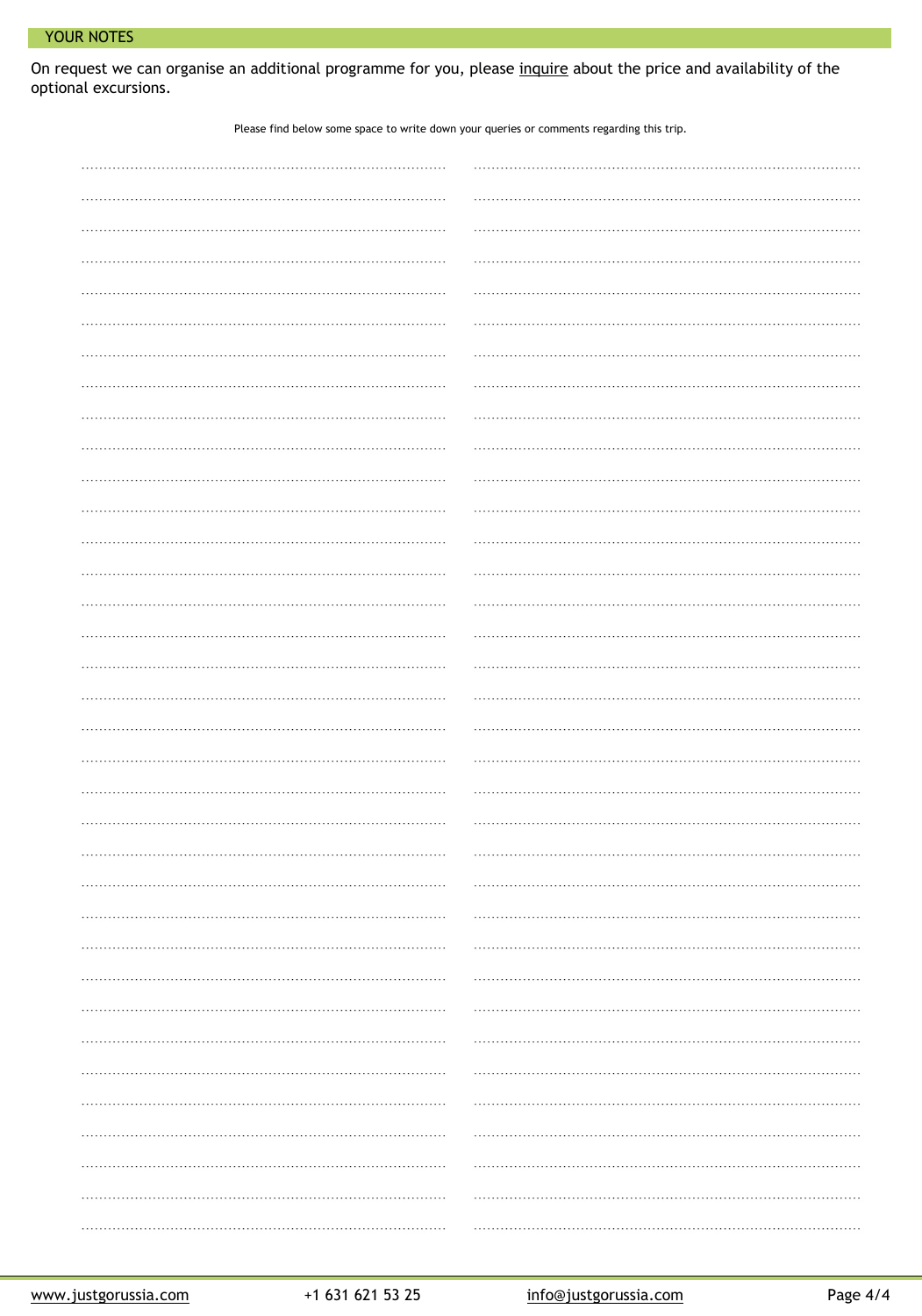## YOUR NOTES

On request we can organise an additional programme for you, please inquire about the price and availability of the optional excursions.

Please find below some space to write down your queries or comments regarding this trip.